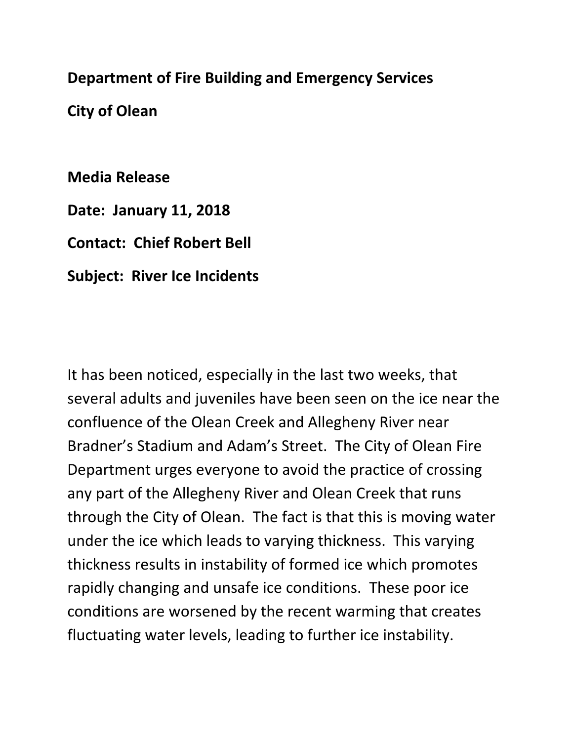**Department of Fire Building and Emergency Services**

**City of Olean**

**Media Release**

**Date: January 11, 2018**

**Contact: Chief Robert Bell**

**Subject: River Ice Incidents**

It has been noticed, especially in the last two weeks, that several adults and juveniles have been seen on the ice near the confluence of the Olean Creek and Allegheny River near Bradner's Stadium and Adam's Street. The City of Olean Fire Department urges everyone to avoid the practice of crossing any part of the Allegheny River and Olean Creek that runs through the City of Olean. The fact is that this is moving water under the ice which leads to varying thickness. This varying thickness results in instability of formed ice which promotes rapidly changing and unsafe ice conditions. These poor ice conditions are worsened by the recent warming that creates fluctuating water levels, leading to further ice instability.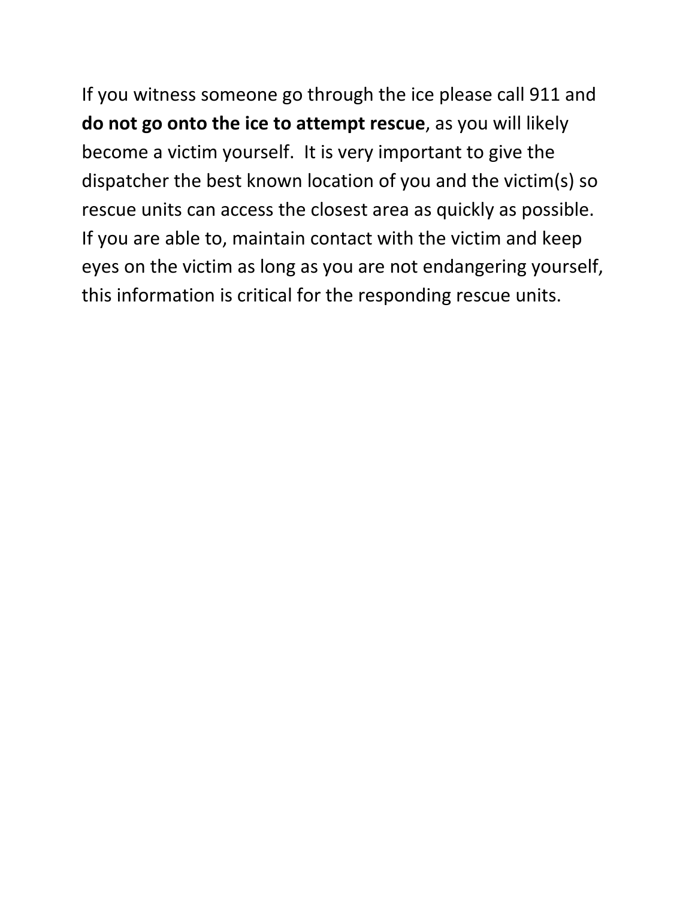If you witness someone go through the ice please call 911 and **do not go onto the ice to attempt rescue**, as you will likely become a victim yourself. It is very important to give the dispatcher the best known location of you and the victim(s) so rescue units can access the closest area as quickly as possible. If you are able to, maintain contact with the victim and keep eyes on the victim as long as you are not endangering yourself, this information is critical for the responding rescue units.